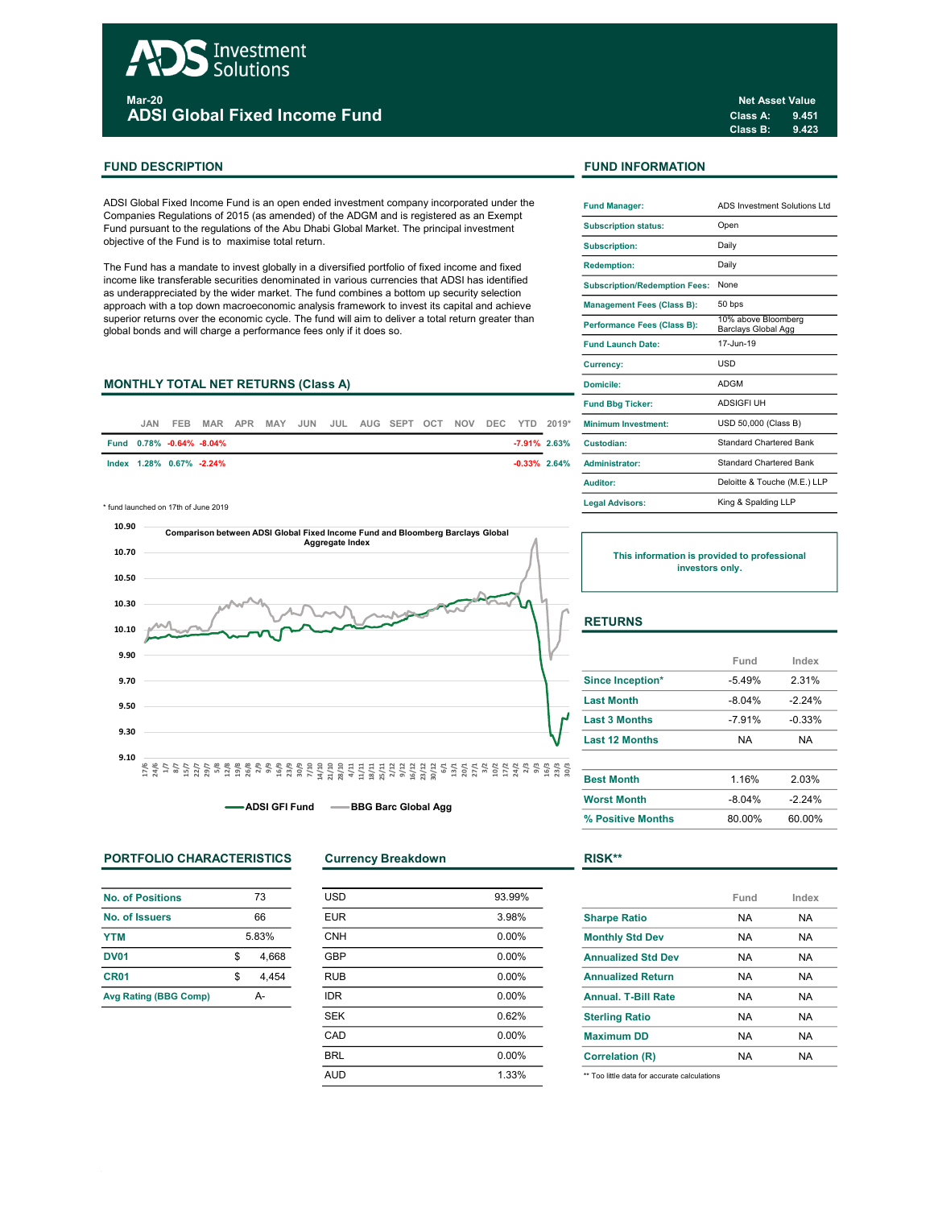# ADS Investment Solutions

**Mar-20**

## ADSI Global Fixed Income Fund

**Net Asset Value**
**Class A: 9.451**
**Class B: 9.423**

## FUND DESCRIPTION

ADSI Global Fixed Income Fund is an open ended investment company incorporated under the Companies Regulations of 2015 (as amended) of the ADGM and is registered as an Exempt Fund pursuant to the regulations of the Abu Dhabi Global Market. The principal investment objective of the Fund is to maximise total return.

The Fund has a mandate to invest globally in a diversified portfolio of fixed income and fixed income like transferable securities denominated in various currencies that ADSI has identified as underappreciated by the wider market. The fund combines a bottom up security selection approach with a top down macroeconomic analysis framework to invest its capital and achieve superior returns over the economic cycle. The fund will aim to deliver a total return greater than global bonds and will charge a performance fees only if it does so.

## FUND INFORMATION

| | |
|---|---|
| Fund Manager: | ADS Investment Solutions Ltd |
| Subscription status: | Open |
| Subscription: | Daily |
| Redemption: | Daily |
| Subscription/Redemption Fees: | None |
| Management Fees (Class B): | 50 bps |
| Performance Fees (Class B): | 10% above Bloomberg Barclays Global Agg |
| Fund Launch Date: | 17-Jun-19 |
| Currency: | USD |
| Domicile: | ADGM |
| Fund Bbg Ticker: | ADSIGFI UH |
| Minimum Investment: | USD 50,000 (Class B) |
| Custodian: | Standard Chartered Bank |
| Administrator: | Standard Chartered Bank |
| Auditor: | Deloitte & Touche (M.E.) LLP |
| Legal Advisors: | King & Spalding LLP |

## MONTHLY TOTAL NET RETURNS (Class A)

| | JAN | FEB | MAR | APR | MAY | JUN | JUL | AUG | SEPT | OCT | NOV | DEC | YTD | 2019* |
|---|---|---|---|---|---|---|---|---|---|---|---|---|---|---|
| Fund | 0.78% | -0.64% | -8.04% | | | | | | | | | | -7.91% | 2.63% |
| Index | 1.28% | 0.67% | -2.24% | | | | | | | | | | -0.33% | 2.64% |

\* fund launched on 17th of June 2019

**Comparison between ADSI Global Fixed Income Fund and Bloomberg Barclays Global Aggregate Index**

ADSI GFI Fund — BBG Barc Global Agg

**This information is provided to professional investors only.**

## RETURNS

| | Fund | Index |
|---|---|---|
| Since Inception* | -5.49% | 2.31% |
| Last Month | -8.04% | -2.24% |
| Last 3 Months | -7.91% | -0.33% |
| Last 12 Months | NA | NA |
| Best Month | 1.16% | 2.03% |
| Worst Month | -8.04% | -2.24% |
| % Positive Months | 80.00% | 60.00% |

## PORTFOLIO CHARACTERISTICS

| | |
|---|---|
| No. of Positions | 73 |
| No. of Issuers | 66 |
| YTM | 5.83% |
| DV01 | $ 4,668 |
| CR01 | $ 4,454 |
| Avg Rating (BBG Comp) | A- |

## Currency Breakdown

| | |
|---|---|
| USD | 93.99% |
| EUR | 3.98% |
| CNH | 0.00% |
| GBP | 0.00% |
| RUB | 0.00% |
| IDR | 0.00% |
| SEK | 0.62% |
| CAD | 0.00% |
| BRL | 0.00% |
| AUD | 1.33% |

## RISK**

| | Fund | Index |
|---|---|---|
| Sharpe Ratio | NA | NA |
| Monthly Std Dev | NA | NA |
| Annualized Std Dev | NA | NA |
| Annualized Return | NA | NA |
| Annual. T-Bill Rate | NA | NA |
| Sterling Ratio | NA | NA |
| Maximum DD | NA | NA |
| Correlation (R) | NA | NA |

** Too little data for accurate calculations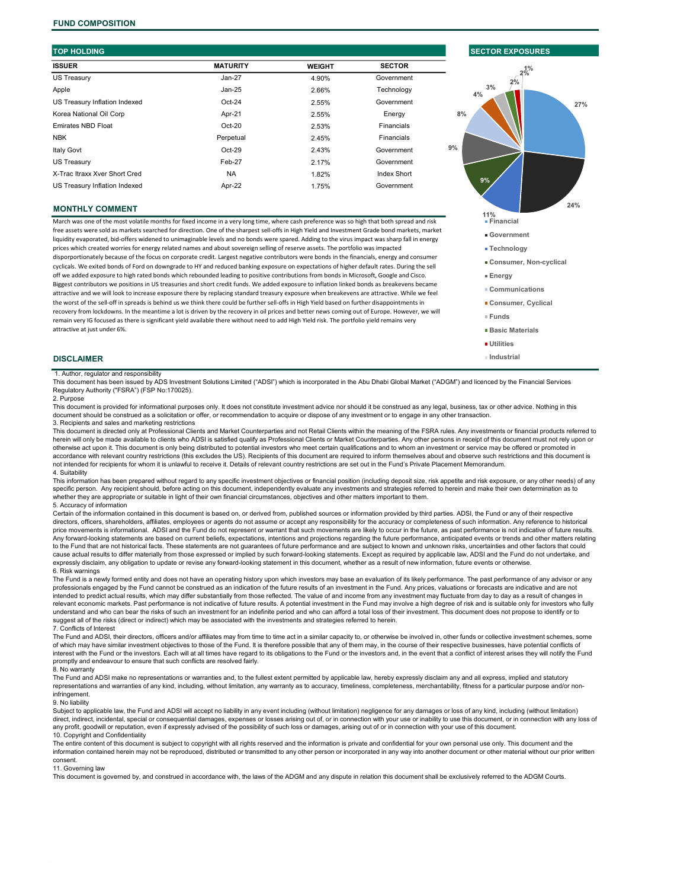## FUND COMPOSITION

### TOP HOLDING

| ISSUER | MATURITY | WEIGHT | SECTOR |
|---|---|---|---|
| US Treasury | Jan-27 | 4.90% | Government |
| Apple | Jan-25 | 2.66% | Technology |
| US Treasury Inflation Indexed | Oct-24 | 2.55% | Government |
| Korea National Oil Corp | Apr-21 | 2.55% | Energy |
| Emirates NBD Float | Oct-20 | 2.53% | Financials |
| NBK | Perpetual | 2.45% | Financials |
| Italy Govt | Oct-29 | 2.43% | Government |
| US Treasury | Feb-27 | 2.17% | Government |
| X-Trac Itraxx Xver Short Cred | NA | 1.82% | Index Short |
| US Treasury Inflation Indexed | Apr-22 | 1.75% | Government |

### SECTOR EXPOSURES

27%
24%
11%
9%
9%
8%
4%
3%
2%
2%
1%

- Financial
- Government
- Technology
- Consumer, Non-cyclical
- Energy
- Communications
- Consumer, Cyclical
- Funds
- Basic Materials
- Utilities
- Industrial

### MONTHLY COMMENT

March was one of the most volatile months for fixed income in a very long time, where cash preference was so high that both spread and risk free assets were sold as markets searched for direction. One of the sharpest sell-offs in High Yield and Investment Grade bond markets, market liquidity evaporated, bid-offers widened to unimaginable levels and no bonds were spared. Adding to the virus impact was sharp fall in energy prices which created worries for energy related names and about sovereign selling of reserve assets. The portfolio was impacted disporportionately because of the focus on corporate credit. Largest negative contributors were bonds in the financials, energy and consumer cyclicals. We exited bonds of Ford on downgrade to HY and reduced banking exposure on expectations of higher default rates. During the sell off we added exposure to high rated bonds which rebounded leading to positive contributions from bonds in Microsoft, Google and Cisco. Biggest contributors we positions in US treasuries and short credit funds. We added exposure to inflation linked bonds as breakevens became attractive and we will look to increase exposure there by replacing standard treasury exposure when breakevens are attractive. While we feel the worst of the sell-off in spreads is behind us we think there could be further sell-offs in High Yield based on further disappointments in recovery from lockdowns. In the meantime a lot is driven by the recovery in oil prices and better news coming out of Europe. However, we will remain very IG focused as there is significant yield available there without need to add High Yield risk. The portfolio yield remains very attractive at just under 6%.

### DISCLAIMER

1. Author, regulator and responsibility

This document has been issued by ADS Investment Solutions Limited ("ADSI") which is incorporated in the Abu Dhabi Global Market ("ADGM") and licenced by the Financial Services Regulatory Authority ("FSRA") (FSP No:170025).

2. Purpose

This document is provided for informational purposes only. It does not constitute investment advice nor should it be construed as any legal, business, tax or other advice. Nothing in this document should be construed as a solicitation or offer, or recommendation to acquire or dispose of any investment or to engage in any other transaction.

3. Recipients and sales and marketing restrictions

This document is directed only at Professional Clients and Market Counterparties and not Retail Clients within the meaning of the FSRA rules. Any investments or financial products referred to herein will only be made available to clients who ADSI is satisfied qualify as Professional Clients or Market Counterparties. Any other persons in receipt of this document must not rely upon or otherwise act upon it. This document is only being distributed to potential investors who meet certain qualifications and to whom an investment or service may be offered or promoted in accordance with relevant country restrictions (this excludes the US). Recipients of this document are required to inform themselves about and observe such restrictions and this document is not intended for recipients for whom it is unlawful to receive it. Details of relevant country restrictions are set out in the Fund's Private Placement Memorandum.

4. Suitability

This information has been prepared without regard to any specific investment objectives or financial position (including deposit size, risk appetite and risk exposure, or any other needs) of any specific person. Any recipient should, before acting on this document, independently evaluate any investments and strategies referred to herein and make their own determination as to whether they are appropriate or suitable in light of their own financial circumstances, objectives and other matters important to them.

5. Accuracy of information

Certain of the information contained in this document is based on, or derived from, published sources or information provided by third parties. ADSI, the Fund or any of their respective directors, officers, shareholders, affiliates, employees or agents do not assume or accept any responsibility for the accuracy or completeness of such information. Any reference to historical price movements is informational. ADSI and the Fund do not represent or warrant that such movements are likely to occur in the future, as past performance is not indicative of future results. Any forward-looking statements are based on current beliefs, expectations, intentions and projections regarding the future performance, anticipated events or trends and other matters relating to the Fund that are not historical facts. These statements are not guarantees of future performance and are subject to known and unknown risks, uncertainties and other factors that could cause actual results to differ materially from those expressed or implied by such forward-looking statements. Except as required by applicable law, ADSI and the Fund do not undertake, and expressly disclaim, any obligation to update or revise any forward-looking statement in this document, whether as a result of new information, future events or otherwise.

6. Risk warnings

The Fund is a newly formed entity and does not have an operating history upon which investors may base an evaluation of its likely performance. The past performance of any advisor or any professionals engaged by the Fund cannot be construed as an indication of the future results of an investment in the Fund. Any prices, valuations or forecasts are indicative and are not intended to predict actual results, which may differ substantially from those reflected. The value of and income from any investment may fluctuate from day to day as a result of changes in relevant economic markets. Past performance is not indicative of future results. A potential investment in the Fund may involve a high degree of risk and is suitable only for investors who fully understand and who can bear the risks of such an investment for an indefinite period and who can afford a total loss of their investment. This document does not propose to identify or to suggest all of the risks (direct or indirect) which may be associated with the investments and strategies referred to herein.

7. Conflicts of Interest

The Fund and ADSI, their directors, officers and/or affiliates may from time to time act in a similar capacity to, or otherwise be involved in, other funds or collective investment schemes, some of which may have similar investment objectives to those of the Fund. It is therefore possible that any of them may, in the course of their respective businesses, have potential conflicts of interest with the Fund or the investors. Each will at all times have regard to its obligations to the Fund or the investors and, in the event that a conflict of interest arises they will notify the Fund promptly and endeavour to ensure that such conflicts are resolved fairly.

8. No warranty

The Fund and ADSI make no representations or warranties and, to the fullest extent permitted by applicable law, hereby expressly disclaim any and all express, implied and statutory representations and warranties of any kind, including, without limitation, any warranty as to accuracy, timeliness, completeness, merchantability, fitness for a particular purpose and/or non-infringement.

9. No liability

Subject to applicable law, the Fund and ADSI will accept no liability in any event including (without limitation) negligence for any damages or loss of any kind, including (without limitation) direct, indirect, incidental, special or consequential damages, expenses or losses arising out of, or in connection with your use or inability to use this document, or in connection with any loss of any profit, goodwill or reputation, even if expressly advised of the possibility of such loss or damages, arising out of or in connection with your use of this document.

10. Copyright and Confidentiality

The entire content of this document is subject to copyright with all rights reserved and the information is private and confidential for your own personal use only. This document and the information contained herein may not be reproduced, distributed or transmitted to any other person or incorporated in any way into another document or other material without our prior written consent.

11. Governing law

This document is governed by, and construed in accordance with, the laws of the ADGM and any dispute in relation this document shall be exclusively referred to the ADGM Courts.